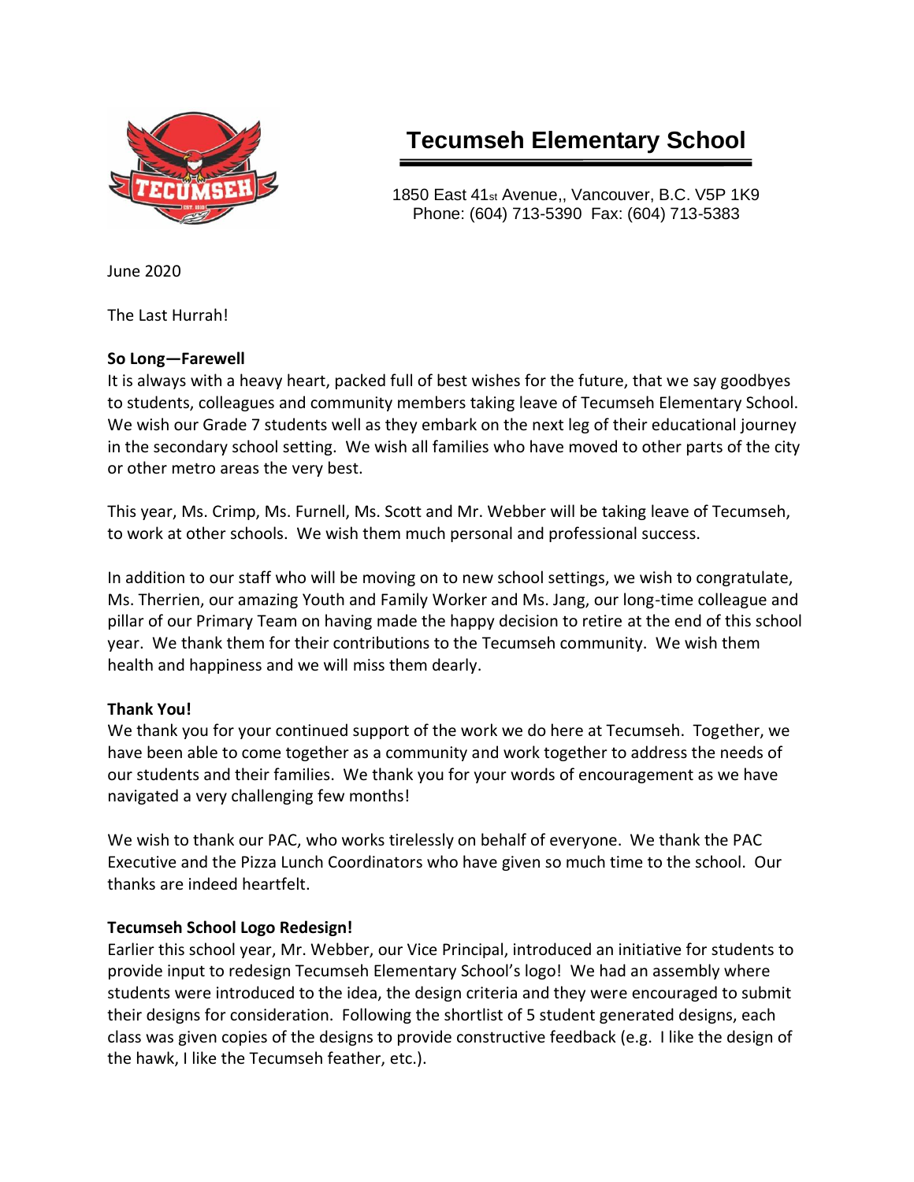# Tecumseh Elementary School

1850 East 41st Avenue,, Vancouver, B.C. V5P 1K9
Phone: (604) 713-5390 Fax: (604) 713-5383

June 2020

The Last Hurrah!

**So Long—Farewell**

It is always with a heavy heart, packed full of best wishes for the future, that we say goodbyes to students, colleagues and community members taking leave of Tecumseh Elementary School. We wish our Grade 7 students well as they embark on the next leg of their educational journey in the secondary school setting. We wish all families who have moved to other parts of the city or other metro areas the very best.

This year, Ms. Crimp, Ms. Furnell, Ms. Scott and Mr. Webber will be taking leave of Tecumseh, to work at other schools. We wish them much personal and professional success.

In addition to our staff who will be moving on to new school settings, we wish to congratulate, Ms. Therrien, our amazing Youth and Family Worker and Ms. Jang, our long-time colleague and pillar of our Primary Team on having made the happy decision to retire at the end of this school year. We thank them for their contributions to the Tecumseh community. We wish them health and happiness and we will miss them dearly.

**Thank You!**

We thank you for your continued support of the work we do here at Tecumseh. Together, we have been able to come together as a community and work together to address the needs of our students and their families. We thank you for your words of encouragement as we have navigated a very challenging few months!

We wish to thank our PAC, who works tirelessly on behalf of everyone. We thank the PAC Executive and the Pizza Lunch Coordinators who have given so much time to the school. Our thanks are indeed heartfelt.

**Tecumseh School Logo Redesign!**

Earlier this school year, Mr. Webber, our Vice Principal, introduced an initiative for students to provide input to redesign Tecumseh Elementary School's logo! We had an assembly where students were introduced to the idea, the design criteria and they were encouraged to submit their designs for consideration. Following the shortlist of 5 student generated designs, each class was given copies of the designs to provide constructive feedback (e.g. I like the design of the hawk, I like the Tecumseh feather, etc.).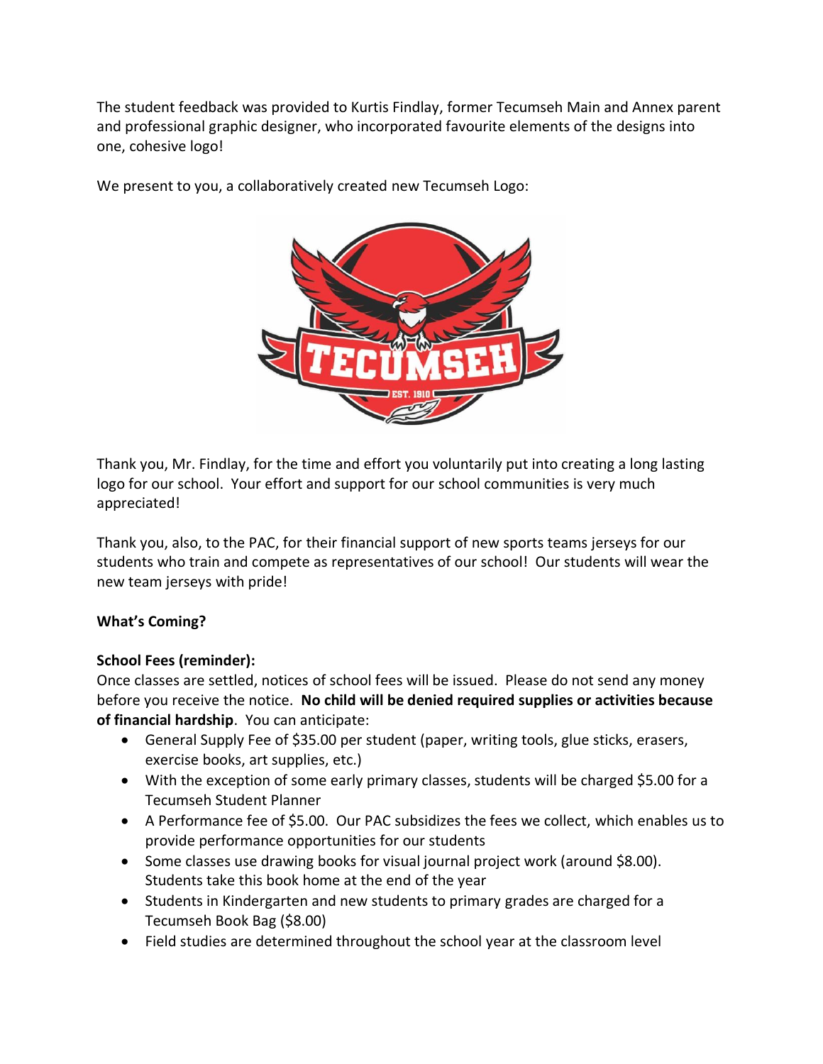The student feedback was provided to Kurtis Findlay, former Tecumseh Main and Annex parent and professional graphic designer, who incorporated favourite elements of the designs into one, cohesive logo!

We present to you, a collaboratively created new Tecumseh Logo:

Thank you, Mr. Findlay, for the time and effort you voluntarily put into creating a long lasting logo for our school. Your effort and support for our school communities is very much appreciated!

Thank you, also, to the PAC, for their financial support of new sports teams jerseys for our students who train and compete as representatives of our school! Our students will wear the new team jerseys with pride!

**What's Coming?**

**School Fees (reminder):**

Once classes are settled, notices of school fees will be issued. Please do not send any money before you receive the notice. **No child will be denied required supplies or activities because of financial hardship**. You can anticipate:

- General Supply Fee of $35.00 per student (paper, writing tools, glue sticks, erasers, exercise books, art supplies, etc.)
- With the exception of some early primary classes, students will be charged $5.00 for a Tecumseh Student Planner
- A Performance fee of $5.00. Our PAC subsidizes the fees we collect, which enables us to provide performance opportunities for our students
- Some classes use drawing books for visual journal project work (around $8.00). Students take this book home at the end of the year
- Students in Kindergarten and new students to primary grades are charged for a Tecumseh Book Bag ($8.00)
- Field studies are determined throughout the school year at the classroom level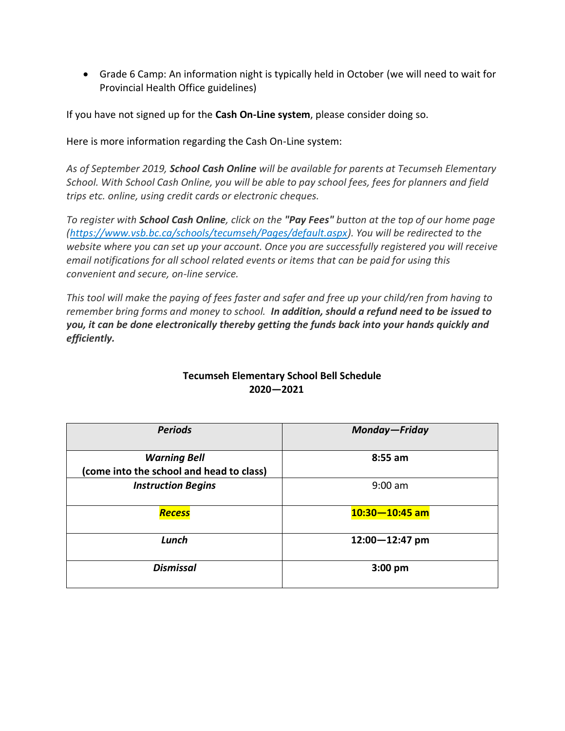- Grade 6 Camp: An information night is typically held in October (we will need to wait for Provincial Health Office guidelines)

If you have not signed up for the **Cash On-Line system**, please consider doing so.

Here is more information regarding the Cash On-Line system:

*As of September 2019, **School Cash Online** will be available for parents at Tecumseh Elementary School. With School Cash Online, you will be able to pay school fees, fees for planners and field trips etc. online, using credit cards or electronic cheques.*

*To register with **School Cash Online**, click on the **"Pay Fees"** button at the top of our home page ([https://www.vsb.bc.ca/schools/tecumseh/Pages/default.aspx](https://www.vsb.bc.ca/schools/tecumseh/Pages/default.aspx)). You will be redirected to the website where you can set up your account. Once you are successfully registered you will receive email notifications for all school related events or items that can be paid for using this convenient and secure, on-line service.*

*This tool will make the paying of fees faster and safer and free up your child/ren from having to remember bring forms and money to school. **In addition, should a refund need to be issued to you, it can be done electronically thereby getting the funds back into your hands quickly and efficiently.***

**Tecumseh Elementary School Bell Schedule**
**2020—2021**

| ***Periods*** | ***Monday—Friday*** |
|---|---|
| ***Warning Bell*** **(come into the school and head to class)** | **8:55 am** |
| ***Instruction Begins*** | 9:00 am |
| ***Recess*** | **10:30—10:45 am** |
| ***Lunch*** | **12:00—12:47 pm** |
| ***Dismissal*** | **3:00 pm** |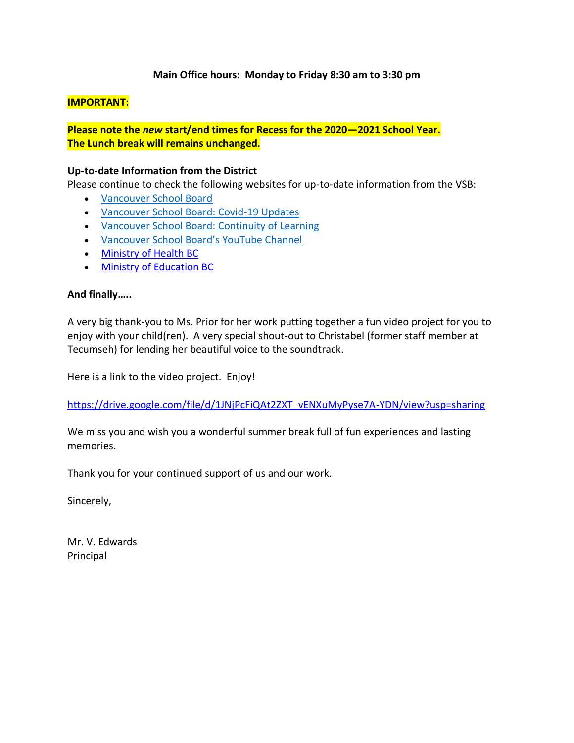**Main Office hours: Monday to Friday 8:30 am to 3:30 pm**

**IMPORTANT:**

**Please note the *new* start/end times for Recess for the 2020—2021 School Year. The Lunch break will remains unchanged.**

**Up-to-date Information from the District**

Please continue to check the following websites for up-to-date information from the VSB:

- Vancouver School Board
- Vancouver School Board: Covid-19 Updates
- Vancouver School Board: Continuity of Learning
- Vancouver School Board's YouTube Channel
- Ministry of Health BC
- Ministry of Education BC

**And finally…..**

A very big thank-you to Ms. Prior for her work putting together a fun video project for you to enjoy with your child(ren). A very special shout-out to Christabel (former staff member at Tecumseh) for lending her beautiful voice to the soundtrack.

Here is a link to the video project. Enjoy!

https://drive.google.com/file/d/1JNjPcFiQAt2ZXT_vENXuMyPyse7A-YDN/view?usp=sharing

We miss you and wish you a wonderful summer break full of fun experiences and lasting memories.

Thank you for your continued support of us and our work.

Sincerely,

Mr. V. Edwards
Principal